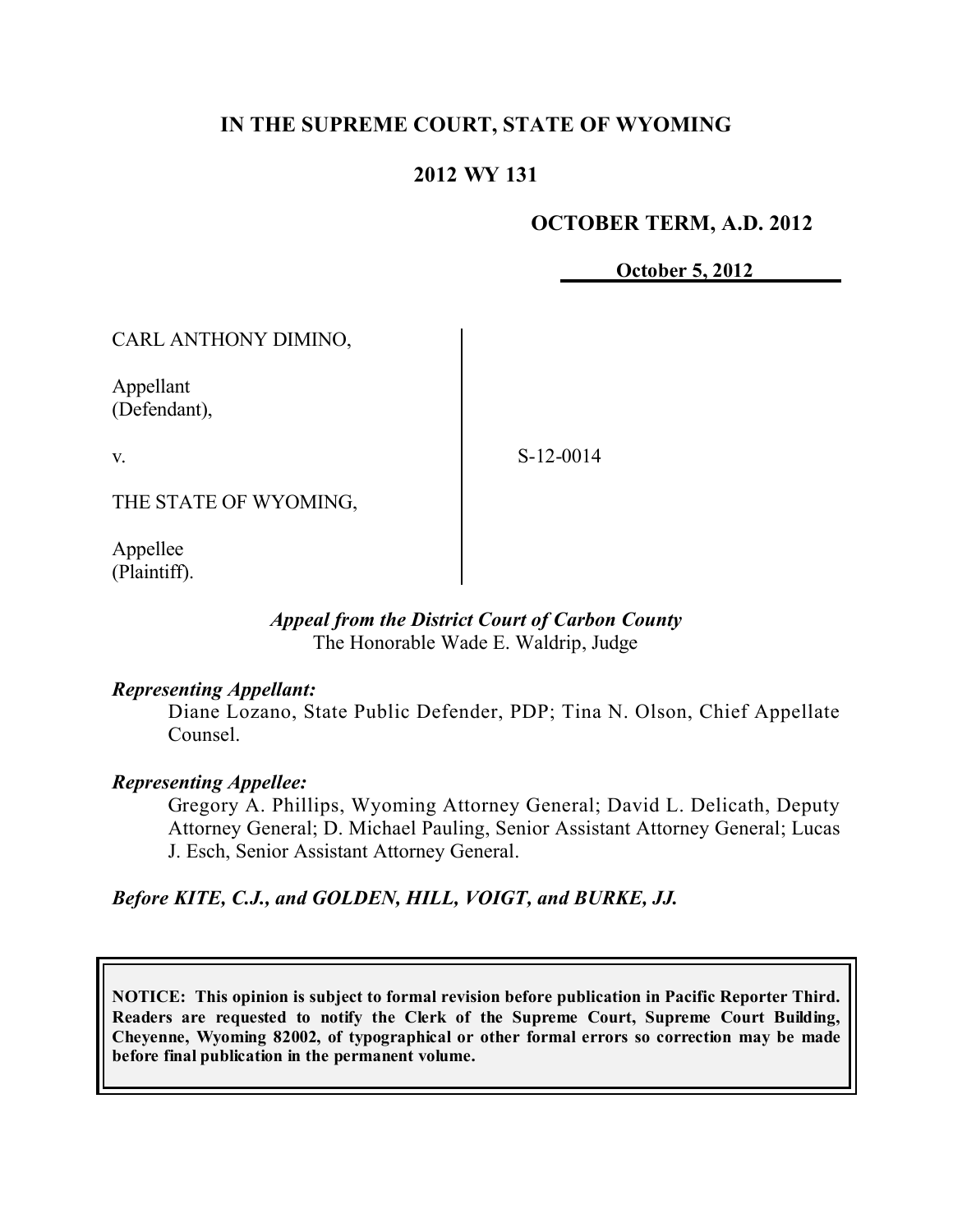# IN THE SUPREME COURT, STATE OF WYOMING

## 2012 WY 131

**OCTOBER TERM, A.D. 2012**

**October 5, 2012**

| | |
|---|---|
| CARL ANTHONY DIMINO,<br><br>Appellant<br>(Defendant),<br><br>v.<br><br>THE STATE OF WYOMING,<br><br>Appellee<br>(Plaintiff). | S-12-0014 |

*Appeal from the District Court of Carbon County*
The Honorable Wade E. Waldrip, Judge

***Representing Appellant:***
Diane Lozano, State Public Defender, PDP; Tina N. Olson, Chief Appellate Counsel.

***Representing Appellee:***
Gregory A. Phillips, Wyoming Attorney General; David L. Delicath, Deputy Attorney General; D. Michael Pauling, Senior Assistant Attorney General; Lucas J. Esch, Senior Assistant Attorney General.

***Before KITE, C.J., and GOLDEN, HILL, VOIGT, and BURKE, JJ.***

**NOTICE: This opinion is subject to formal revision before publication in Pacific Reporter Third. Readers are requested to notify the Clerk of the Supreme Court, Supreme Court Building, Cheyenne, Wyoming 82002, of typographical or other formal errors so correction may be made before final publication in the permanent volume.**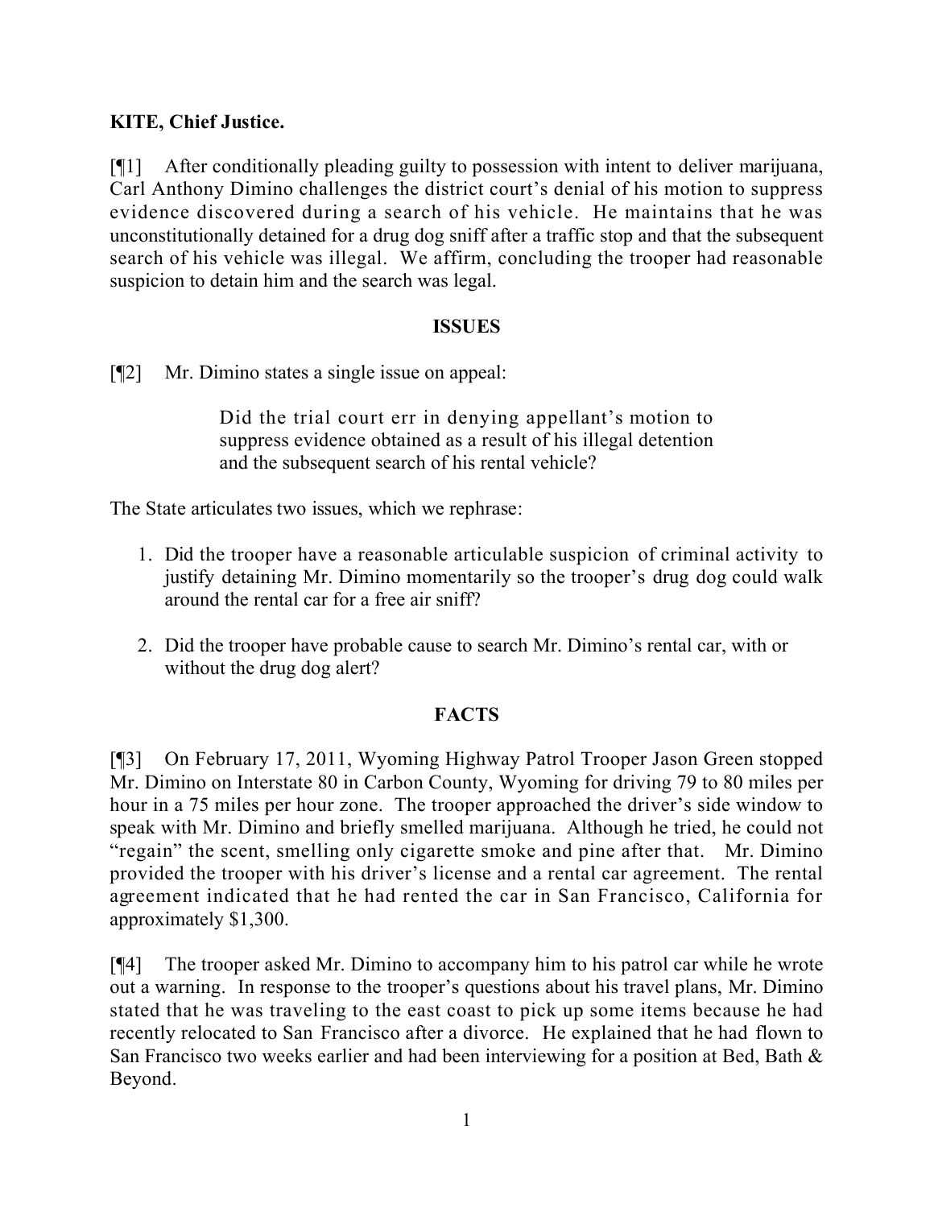**KITE, Chief Justice.**

[¶1] After conditionally pleading guilty to possession with intent to deliver marijuana, Carl Anthony Dimino challenges the district court's denial of his motion to suppress evidence discovered during a search of his vehicle. He maintains that he was unconstitutionally detained for a drug dog sniff after a traffic stop and that the subsequent search of his vehicle was illegal. We affirm, concluding the trooper had reasonable suspicion to detain him and the search was legal.

## ISSUES

[¶2] Mr. Dimino states a single issue on appeal:

> Did the trial court err in denying appellant's motion to suppress evidence obtained as a result of his illegal detention and the subsequent search of his rental vehicle?

The State articulates two issues, which we rephrase:

1. Did the trooper have a reasonable articulable suspicion of criminal activity to justify detaining Mr. Dimino momentarily so the trooper's drug dog could walk around the rental car for a free air sniff?
2. Did the trooper have probable cause to search Mr. Dimino's rental car, with or without the drug dog alert?

## FACTS

[¶3] On February 17, 2011, Wyoming Highway Patrol Trooper Jason Green stopped Mr. Dimino on Interstate 80 in Carbon County, Wyoming for driving 79 to 80 miles per hour in a 75 miles per hour zone. The trooper approached the driver's side window to speak with Mr. Dimino and briefly smelled marijuana. Although he tried, he could not "regain" the scent, smelling only cigarette smoke and pine after that. Mr. Dimino provided the trooper with his driver's license and a rental car agreement. The rental agreement indicated that he had rented the car in San Francisco, California for approximately $1,300.

[¶4] The trooper asked Mr. Dimino to accompany him to his patrol car while he wrote out a warning. In response to the trooper's questions about his travel plans, Mr. Dimino stated that he was traveling to the east coast to pick up some items because he had recently relocated to San Francisco after a divorce. He explained that he had flown to San Francisco two weeks earlier and had been interviewing for a position at Bed, Bath & Beyond.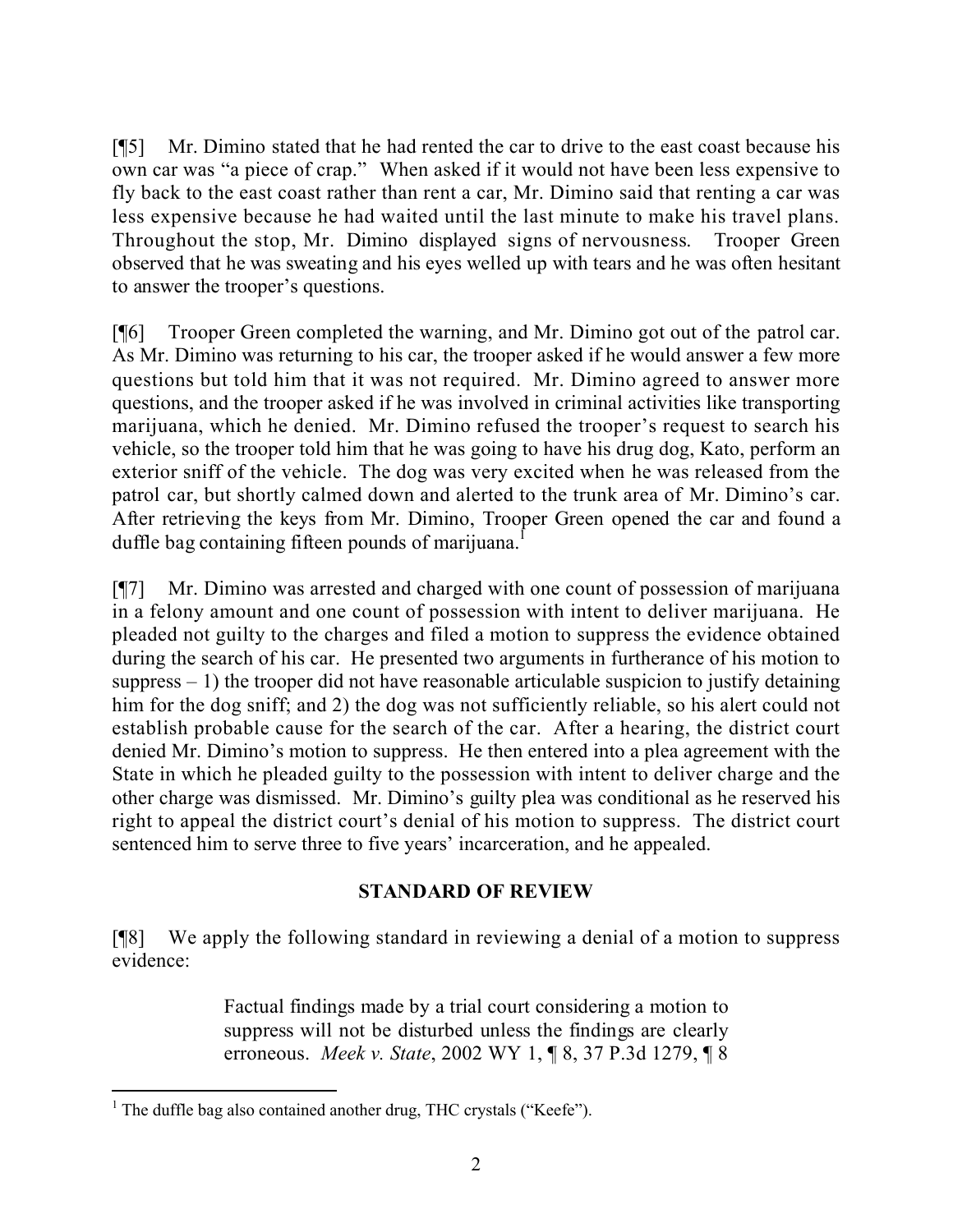[¶5] Mr. Dimino stated that he had rented the car to drive to the east coast because his own car was "a piece of crap." When asked if it would not have been less expensive to fly back to the east coast rather than rent a car, Mr. Dimino said that renting a car was less expensive because he had waited until the last minute to make his travel plans. Throughout the stop, Mr. Dimino displayed signs of nervousness. Trooper Green observed that he was sweating and his eyes welled up with tears and he was often hesitant to answer the trooper's questions.

[¶6] Trooper Green completed the warning, and Mr. Dimino got out of the patrol car. As Mr. Dimino was returning to his car, the trooper asked if he would answer a few more questions but told him that it was not required. Mr. Dimino agreed to answer more questions, and the trooper asked if he was involved in criminal activities like transporting marijuana, which he denied. Mr. Dimino refused the trooper's request to search his vehicle, so the trooper told him that he was going to have his drug dog, Kato, perform an exterior sniff of the vehicle. The dog was very excited when he was released from the patrol car, but shortly calmed down and alerted to the trunk area of Mr. Dimino's car. After retrieving the keys from Mr. Dimino, Trooper Green opened the car and found a duffle bag containing fifteen pounds of marijuana.[1]

[¶7] Mr. Dimino was arrested and charged with one count of possession of marijuana in a felony amount and one count of possession with intent to deliver marijuana. He pleaded not guilty to the charges and filed a motion to suppress the evidence obtained during the search of his car. He presented two arguments in furtherance of his motion to suppress – 1) the trooper did not have reasonable articulable suspicion to justify detaining him for the dog sniff; and 2) the dog was not sufficiently reliable, so his alert could not establish probable cause for the search of the car. After a hearing, the district court denied Mr. Dimino's motion to suppress. He then entered into a plea agreement with the State in which he pleaded guilty to the possession with intent to deliver charge and the other charge was dismissed. Mr. Dimino's guilty plea was conditional as he reserved his right to appeal the district court's denial of his motion to suppress. The district court sentenced him to serve three to five years' incarceration, and he appealed.

## STANDARD OF REVIEW

[¶8] We apply the following standard in reviewing a denial of a motion to suppress evidence:

> Factual findings made by a trial court considering a motion to suppress will not be disturbed unless the findings are clearly erroneous. *Meek v. State*, 2002 WY 1, ¶ 8, 37 P.3d 1279, ¶ 8

---

[1] The duffle bag also contained another drug, THC crystals ("Keefe").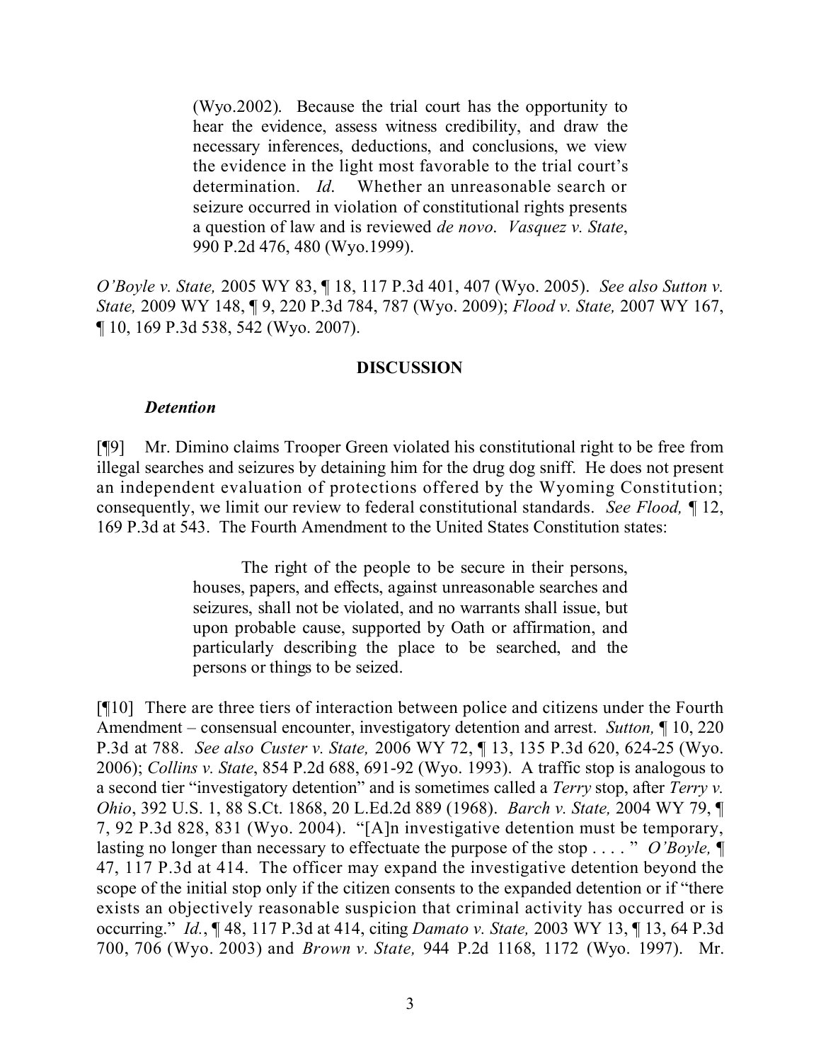> (Wyo.2002). Because the trial court has the opportunity to hear the evidence, assess witness credibility, and draw the necessary inferences, deductions, and conclusions, we view the evidence in the light most favorable to the trial court's determination. *Id.* Whether an unreasonable search or seizure occurred in violation of constitutional rights presents a question of law and is reviewed *de novo*. *Vasquez v. State*, 990 P.2d 476, 480 (Wyo.1999).

*O'Boyle v. State,* 2005 WY 83, ¶ 18, 117 P.3d 401, 407 (Wyo. 2005). *See also Sutton v. State,* 2009 WY 148, ¶ 9, 220 P.3d 784, 787 (Wyo. 2009); *Flood v. State,* 2007 WY 167, ¶ 10, 169 P.3d 538, 542 (Wyo. 2007).

## DISCUSSION

### *Detention*

[¶9] Mr. Dimino claims Trooper Green violated his constitutional right to be free from illegal searches and seizures by detaining him for the drug dog sniff. He does not present an independent evaluation of protections offered by the Wyoming Constitution; consequently, we limit our review to federal constitutional standards. *See Flood,* ¶ 12, 169 P.3d at 543. The Fourth Amendment to the United States Constitution states:

> The right of the people to be secure in their persons, houses, papers, and effects, against unreasonable searches and seizures, shall not be violated, and no warrants shall issue, but upon probable cause, supported by Oath or affirmation, and particularly describing the place to be searched, and the persons or things to be seized.

[¶10] There are three tiers of interaction between police and citizens under the Fourth Amendment – consensual encounter, investigatory detention and arrest. *Sutton,* ¶ 10, 220 P.3d at 788. *See also Custer v. State,* 2006 WY 72, ¶ 13, 135 P.3d 620, 624-25 (Wyo. 2006); *Collins v. State*, 854 P.2d 688, 691-92 (Wyo. 1993). A traffic stop is analogous to a second tier "investigatory detention" and is sometimes called a *Terry* stop, after *Terry v. Ohio*, 392 U.S. 1, 88 S.Ct. 1868, 20 L.Ed.2d 889 (1968). *Barch v. State,* 2004 WY 79, ¶ 7, 92 P.3d 828, 831 (Wyo. 2004). "[A]n investigative detention must be temporary, lasting no longer than necessary to effectuate the purpose of the stop . . . . " *O'Boyle,* ¶ 47, 117 P.3d at 414. The officer may expand the investigative detention beyond the scope of the initial stop only if the citizen consents to the expanded detention or if "there exists an objectively reasonable suspicion that criminal activity has occurred or is occurring." *Id.*, ¶ 48, 117 P.3d at 414, citing *Damato v. State,* 2003 WY 13, ¶ 13, 64 P.3d 700, 706 (Wyo. 2003) and *Brown v. State,* 944 P.2d 1168, 1172 (Wyo. 1997). Mr.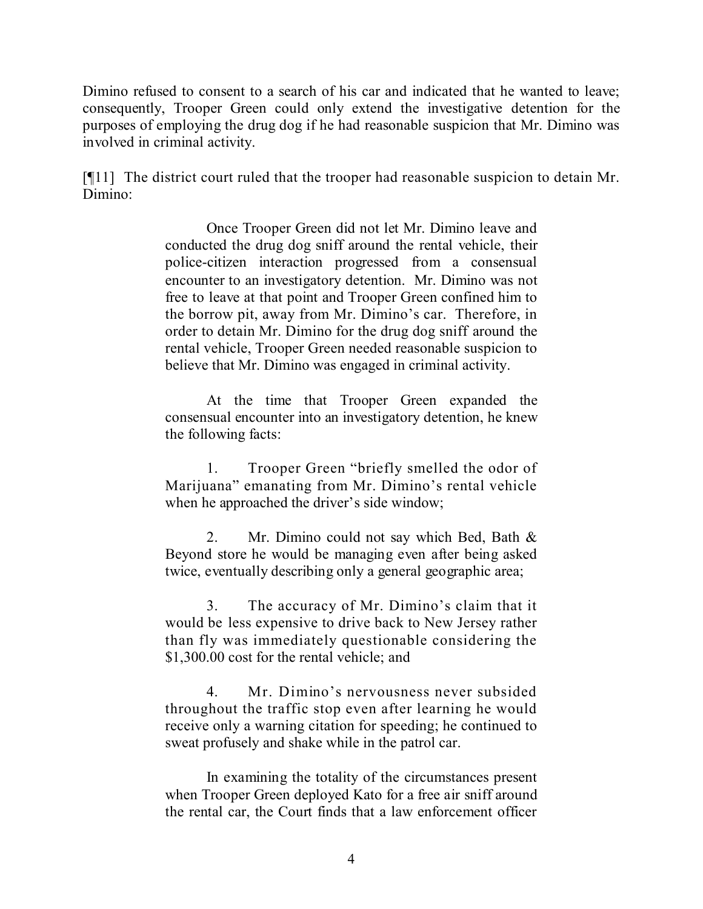Dimino refused to consent to a search of his car and indicated that he wanted to leave; consequently, Trooper Green could only extend the investigative detention for the purposes of employing the drug dog if he had reasonable suspicion that Mr. Dimino was involved in criminal activity.

[¶11] The district court ruled that the trooper had reasonable suspicion to detain Mr. Dimino:

> Once Trooper Green did not let Mr. Dimino leave and conducted the drug dog sniff around the rental vehicle, their police-citizen interaction progressed from a consensual encounter to an investigatory detention. Mr. Dimino was not free to leave at that point and Trooper Green confined him to the borrow pit, away from Mr. Dimino's car. Therefore, in order to detain Mr. Dimino for the drug dog sniff around the rental vehicle, Trooper Green needed reasonable suspicion to believe that Mr. Dimino was engaged in criminal activity.
>
> At the time that Trooper Green expanded the consensual encounter into an investigatory detention, he knew the following facts:
>
> 1. Trooper Green "briefly smelled the odor of Marijuana" emanating from Mr. Dimino's rental vehicle when he approached the driver's side window;
>
> 2. Mr. Dimino could not say which Bed, Bath & Beyond store he would be managing even after being asked twice, eventually describing only a general geographic area;
>
> 3. The accuracy of Mr. Dimino's claim that it would be less expensive to drive back to New Jersey rather than fly was immediately questionable considering the $1,300.00 cost for the rental vehicle; and
>
> 4. Mr. Dimino's nervousness never subsided throughout the traffic stop even after learning he would receive only a warning citation for speeding; he continued to sweat profusely and shake while in the patrol car.
>
> In examining the totality of the circumstances present when Trooper Green deployed Kato for a free air sniff around the rental car, the Court finds that a law enforcement officer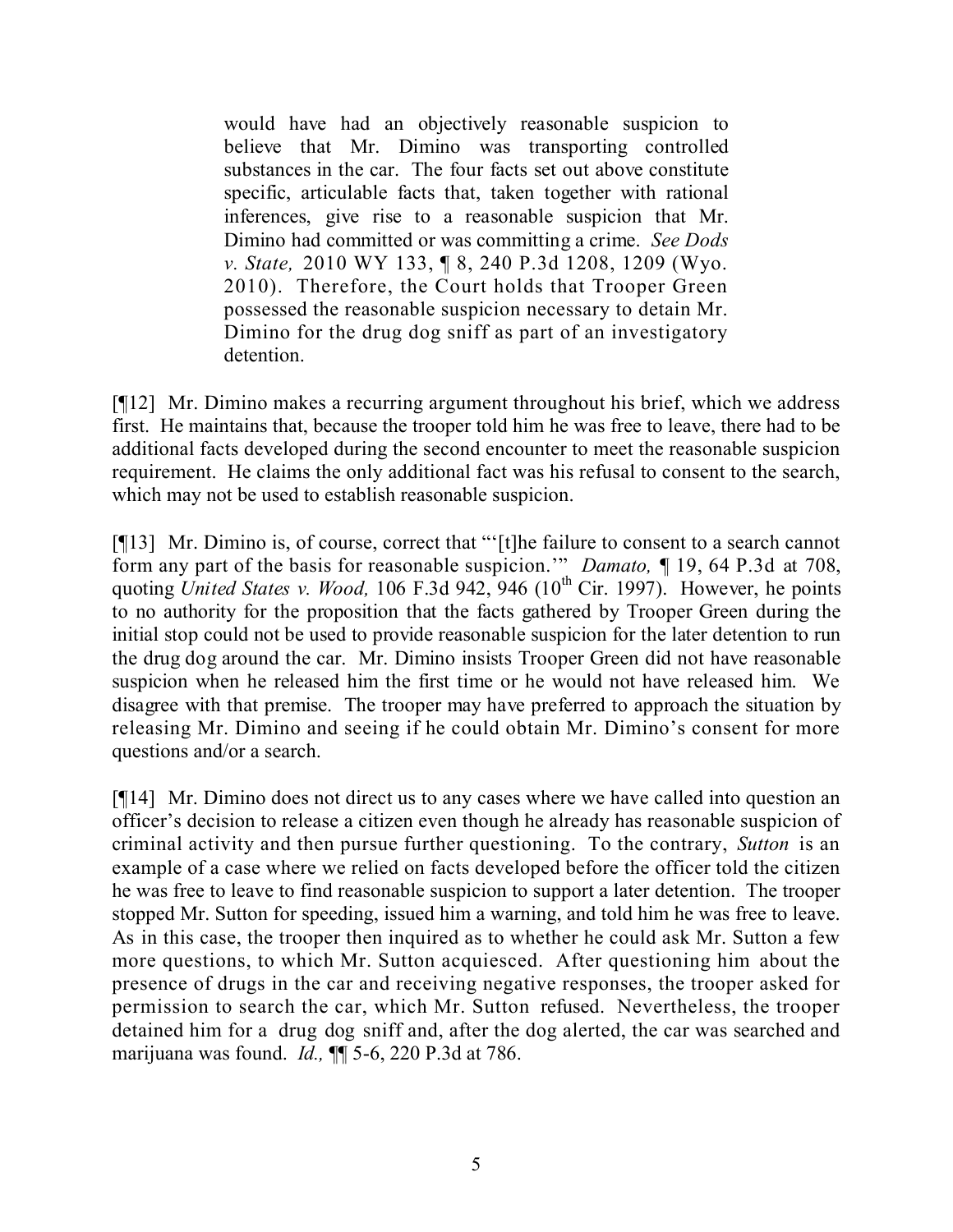> would have had an objectively reasonable suspicion to believe that Mr. Dimino was transporting controlled substances in the car. The four facts set out above constitute specific, articulable facts that, taken together with rational inferences, give rise to a reasonable suspicion that Mr. Dimino had committed or was committing a crime. *See Dods v. State,* 2010 WY 133, ¶ 8, 240 P.3d 1208, 1209 (Wyo. 2010). Therefore, the Court holds that Trooper Green possessed the reasonable suspicion necessary to detain Mr. Dimino for the drug dog sniff as part of an investigatory detention.

[¶12] Mr. Dimino makes a recurring argument throughout his brief, which we address first. He maintains that, because the trooper told him he was free to leave, there had to be additional facts developed during the second encounter to meet the reasonable suspicion requirement. He claims the only additional fact was his refusal to consent to the search, which may not be used to establish reasonable suspicion.

[¶13] Mr. Dimino is, of course, correct that "'[t]he failure to consent to a search cannot form any part of the basis for reasonable suspicion.'" *Damato,* ¶ 19, 64 P.3d at 708, quoting *United States v. Wood,* 106 F.3d 942, 946 (10th Cir. 1997). However, he points to no authority for the proposition that the facts gathered by Trooper Green during the initial stop could not be used to provide reasonable suspicion for the later detention to run the drug dog around the car. Mr. Dimino insists Trooper Green did not have reasonable suspicion when he released him the first time or he would not have released him. We disagree with that premise. The trooper may have preferred to approach the situation by releasing Mr. Dimino and seeing if he could obtain Mr. Dimino's consent for more questions and/or a search.

[¶14] Mr. Dimino does not direct us to any cases where we have called into question an officer's decision to release a citizen even though he already has reasonable suspicion of criminal activity and then pursue further questioning. To the contrary, *Sutton* is an example of a case where we relied on facts developed before the officer told the citizen he was free to leave to find reasonable suspicion to support a later detention. The trooper stopped Mr. Sutton for speeding, issued him a warning, and told him he was free to leave. As in this case, the trooper then inquired as to whether he could ask Mr. Sutton a few more questions, to which Mr. Sutton acquiesced. After questioning him about the presence of drugs in the car and receiving negative responses, the trooper asked for permission to search the car, which Mr. Sutton refused. Nevertheless, the trooper detained him for a drug dog sniff and, after the dog alerted, the car was searched and marijuana was found. *Id.,* ¶¶ 5-6, 220 P.3d at 786.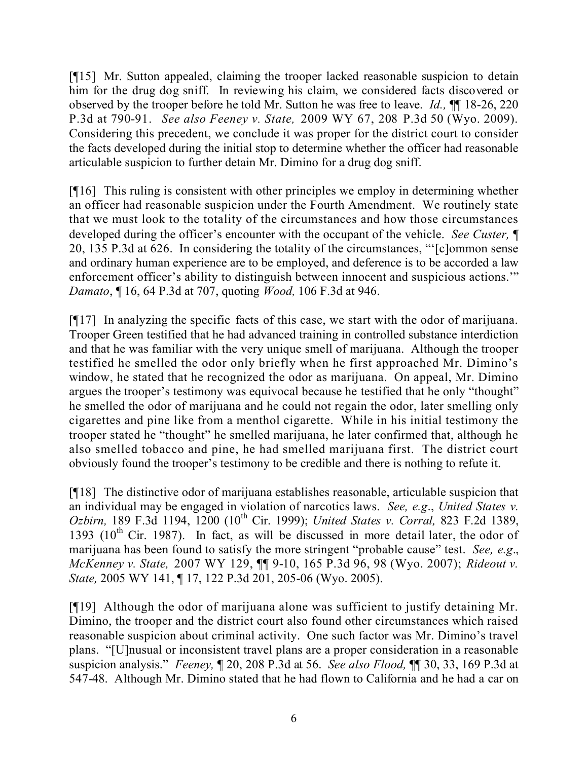[¶15] Mr. Sutton appealed, claiming the trooper lacked reasonable suspicion to detain him for the drug dog sniff. In reviewing his claim, we considered facts discovered or observed by the trooper before he told Mr. Sutton he was free to leave. *Id.,* ¶¶ 18-26, 220 P.3d at 790-91. *See also Feeney v. State,* 2009 WY 67, 208 P.3d 50 (Wyo. 2009). Considering this precedent, we conclude it was proper for the district court to consider the facts developed during the initial stop to determine whether the officer had reasonable articulable suspicion to further detain Mr. Dimino for a drug dog sniff.

[¶16] This ruling is consistent with other principles we employ in determining whether an officer had reasonable suspicion under the Fourth Amendment. We routinely state that we must look to the totality of the circumstances and how those circumstances developed during the officer's encounter with the occupant of the vehicle. *See Custer,* ¶ 20, 135 P.3d at 626. In considering the totality of the circumstances, "'[c]ommon sense and ordinary human experience are to be employed, and deference is to be accorded a law enforcement officer's ability to distinguish between innocent and suspicious actions.'" *Damato*, ¶ 16, 64 P.3d at 707, quoting *Wood,* 106 F.3d at 946.

[¶17] In analyzing the specific facts of this case, we start with the odor of marijuana. Trooper Green testified that he had advanced training in controlled substance interdiction and that he was familiar with the very unique smell of marijuana. Although the trooper testified he smelled the odor only briefly when he first approached Mr. Dimino's window, he stated that he recognized the odor as marijuana. On appeal, Mr. Dimino argues the trooper's testimony was equivocal because he testified that he only "thought" he smelled the odor of marijuana and he could not regain the odor, later smelling only cigarettes and pine like from a menthol cigarette. While in his initial testimony the trooper stated he "thought" he smelled marijuana, he later confirmed that, although he also smelled tobacco and pine, he had smelled marijuana first. The district court obviously found the trooper's testimony to be credible and there is nothing to refute it.

[¶18] The distinctive odor of marijuana establishes reasonable, articulable suspicion that an individual may be engaged in violation of narcotics laws. *See, e.g*., *United States v. Ozbirn,* 189 F.3d 1194, 1200 (10th Cir. 1999); *United States v. Corral,* 823 F.2d 1389, 1393 (10th Cir. 1987). In fact, as will be discussed in more detail later, the odor of marijuana has been found to satisfy the more stringent "probable cause" test. *See, e.g*., *McKenney v. State,* 2007 WY 129, ¶¶ 9-10, 165 P.3d 96, 98 (Wyo. 2007); *Rideout v. State,* 2005 WY 141, ¶ 17, 122 P.3d 201, 205-06 (Wyo. 2005).

[¶19] Although the odor of marijuana alone was sufficient to justify detaining Mr. Dimino, the trooper and the district court also found other circumstances which raised reasonable suspicion about criminal activity. One such factor was Mr. Dimino's travel plans. "[U]nusual or inconsistent travel plans are a proper consideration in a reasonable suspicion analysis." *Feeney,* ¶ 20, 208 P.3d at 56. *See also Flood,* ¶¶ 30, 33, 169 P.3d at 547-48. Although Mr. Dimino stated that he had flown to California and he had a car on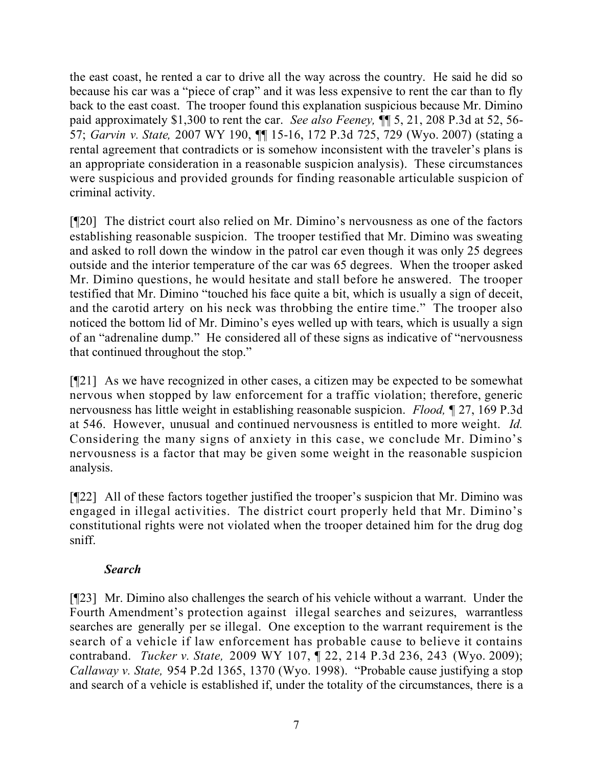the east coast, he rented a car to drive all the way across the country. He said he did so because his car was a "piece of crap" and it was less expensive to rent the car than to fly back to the east coast. The trooper found this explanation suspicious because Mr. Dimino paid approximately $1,300 to rent the car. *See also Feeney,* ¶¶ 5, 21, 208 P.3d at 52, 56-57; *Garvin v. State,* 2007 WY 190, ¶¶ 15-16, 172 P.3d 725, 729 (Wyo. 2007) (stating a rental agreement that contradicts or is somehow inconsistent with the traveler's plans is an appropriate consideration in a reasonable suspicion analysis). These circumstances were suspicious and provided grounds for finding reasonable articulable suspicion of criminal activity.

[¶20] The district court also relied on Mr. Dimino's nervousness as one of the factors establishing reasonable suspicion. The trooper testified that Mr. Dimino was sweating and asked to roll down the window in the patrol car even though it was only 25 degrees outside and the interior temperature of the car was 65 degrees. When the trooper asked Mr. Dimino questions, he would hesitate and stall before he answered. The trooper testified that Mr. Dimino "touched his face quite a bit, which is usually a sign of deceit, and the carotid artery on his neck was throbbing the entire time." The trooper also noticed the bottom lid of Mr. Dimino's eyes welled up with tears, which is usually a sign of an "adrenaline dump." He considered all of these signs as indicative of "nervousness that continued throughout the stop."

[¶21] As we have recognized in other cases, a citizen may be expected to be somewhat nervous when stopped by law enforcement for a traffic violation; therefore, generic nervousness has little weight in establishing reasonable suspicion. *Flood,* ¶ 27, 169 P.3d at 546. However, unusual and continued nervousness is entitled to more weight. *Id.* Considering the many signs of anxiety in this case, we conclude Mr. Dimino's nervousness is a factor that may be given some weight in the reasonable suspicion analysis.

[¶22] All of these factors together justified the trooper's suspicion that Mr. Dimino was engaged in illegal activities. The district court properly held that Mr. Dimino's constitutional rights were not violated when the trooper detained him for the drug dog sniff.

### *Search*

[¶23] Mr. Dimino also challenges the search of his vehicle without a warrant. Under the Fourth Amendment's protection against illegal searches and seizures, warrantless searches are generally per se illegal. One exception to the warrant requirement is the search of a vehicle if law enforcement has probable cause to believe it contains contraband. *Tucker v. State,* 2009 WY 107, ¶ 22, 214 P.3d 236, 243 (Wyo. 2009); *Callaway v. State,* 954 P.2d 1365, 1370 (Wyo. 1998). "Probable cause justifying a stop and search of a vehicle is established if, under the totality of the circumstances, there is a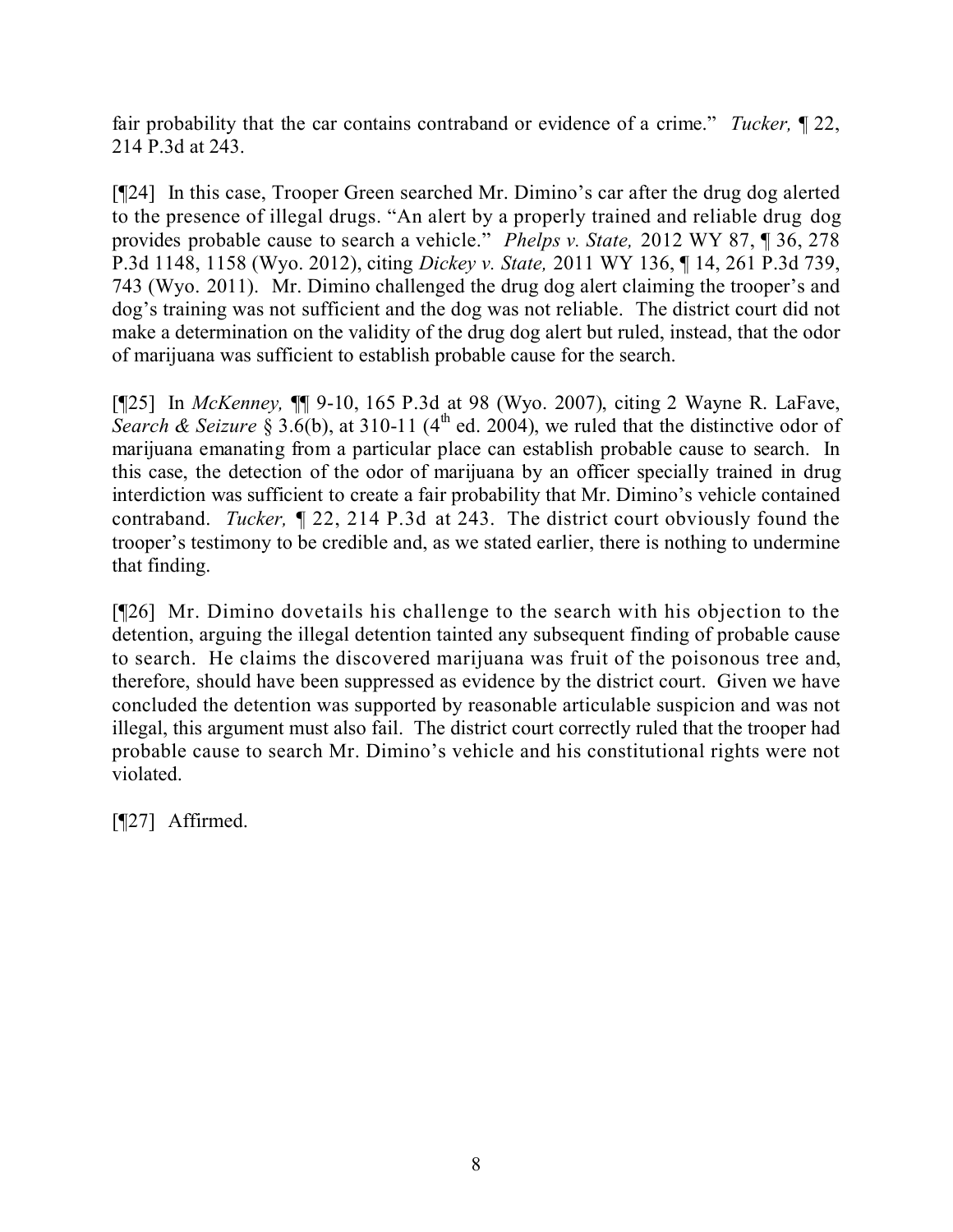fair probability that the car contains contraband or evidence of a crime." *Tucker,* ¶ 22, 214 P.3d at 243.

[¶24] In this case, Trooper Green searched Mr. Dimino's car after the drug dog alerted to the presence of illegal drugs. "An alert by a properly trained and reliable drug dog provides probable cause to search a vehicle." *Phelps v. State,* 2012 WY 87, ¶ 36, 278 P.3d 1148, 1158 (Wyo. 2012), citing *Dickey v. State,* 2011 WY 136, ¶ 14, 261 P.3d 739, 743 (Wyo. 2011). Mr. Dimino challenged the drug dog alert claiming the trooper's and dog's training was not sufficient and the dog was not reliable. The district court did not make a determination on the validity of the drug dog alert but ruled, instead, that the odor of marijuana was sufficient to establish probable cause for the search.

[¶25] In *McKenney,* ¶¶ 9-10, 165 P.3d at 98 (Wyo. 2007), citing 2 Wayne R. LaFave, *Search & Seizure* § 3.6(b), at 310-11 (4th ed. 2004), we ruled that the distinctive odor of marijuana emanating from a particular place can establish probable cause to search. In this case, the detection of the odor of marijuana by an officer specially trained in drug interdiction was sufficient to create a fair probability that Mr. Dimino's vehicle contained contraband. *Tucker,* ¶ 22, 214 P.3d at 243. The district court obviously found the trooper's testimony to be credible and, as we stated earlier, there is nothing to undermine that finding.

[¶26] Mr. Dimino dovetails his challenge to the search with his objection to the detention, arguing the illegal detention tainted any subsequent finding of probable cause to search. He claims the discovered marijuana was fruit of the poisonous tree and, therefore, should have been suppressed as evidence by the district court. Given we have concluded the detention was supported by reasonable articulable suspicion and was not illegal, this argument must also fail. The district court correctly ruled that the trooper had probable cause to search Mr. Dimino's vehicle and his constitutional rights were not violated.

[¶27] Affirmed.